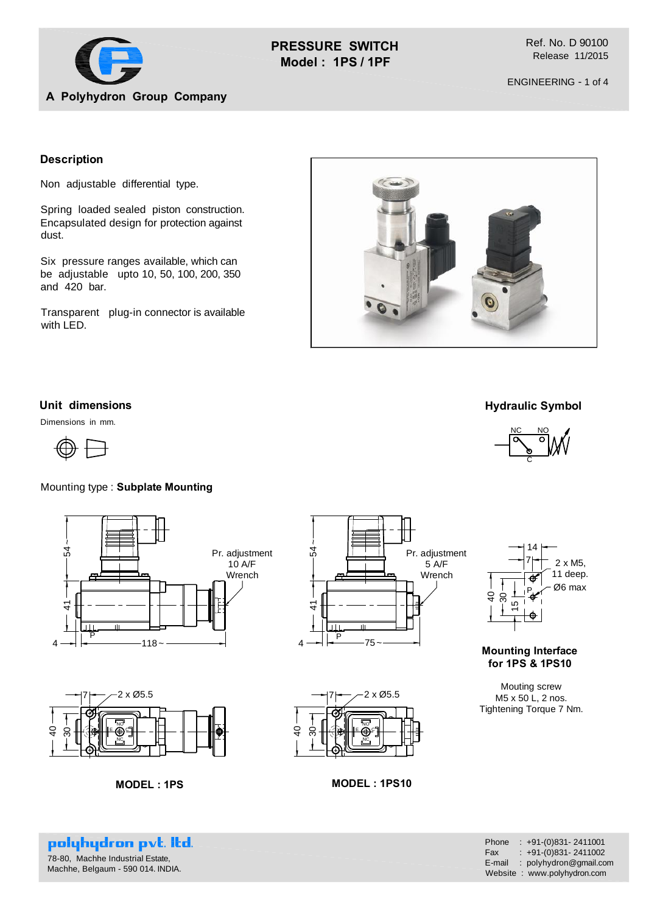# PRESSURE SWITCH
## Model : 1PS / 1PF

A Polyhydron Group Company

Ref. No. D 90100
Release 11/2015

ENGINEERING - 1 of 4

### Description

Non adjustable differential type.

Spring loaded sealed piston construction. Encapsulated design for protection against dust.

Six pressure ranges available, which can be adjustable upto 10, 50, 100, 200, 350 and 420 bar.

Transparent plug-in connector is available with LED.

### Unit dimensions

Dimensions in mm.

Mounting type : **Subplate Mounting**

### Hydraulic Symbol

NC NO
C

Pr. adjustment 10 A/F Wrench

54 ~ 41 4 118 ~ P

7 2 x Ø5.5 40 30

**MODEL : 1PS**

Pr. adjustment 5 A/F Wrench

54 ~ 41 4 75 ~ P

7 2 x Ø5.5 40 30

**MODEL : 1PS10**

14 7 2 x M5, 11 deep. Ø6 max 40 30 15 P

**Mounting Interface for 1PS & 1PS10**

Mouting screw
M5 x 50 L, 2 nos.
Tightening Torque 7 Nm.

polyhydron pvt. ltd.
78-80, Machhe Industrial Estate,
Machhe, Belgaum - 590 014. INDIA.

Phone : +91-(0)831- 2411001
Fax : +91-(0)831- 2411002
E-mail : polyhydron@gmail.com
Website : www.polyhydron.com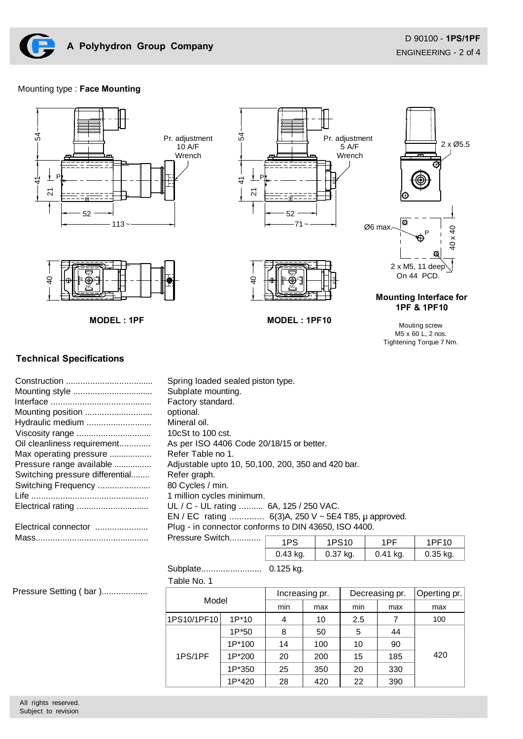Mounting type : **Face Mounting**

Pr. adjustment 10 A/F Wrench

Pr. adjustment 5 A/F Wrench

2 x Ø5.5

Ø6 max.

2 x M5, 11 deep On 44 PCD.

40 x 40

**MODEL : 1PF**

**MODEL : 1PF10**

**Mounting Interface for 1PF & 1PF10**

Mouting screw M5 x 60 L, 2 nos. Tightening Torque 7 Nm.

## Technical Specifications

| | |
|---|---|
| Construction ..................................... | Spring loaded sealed piston type. |
| Mounting style .................................. | Subplate mounting. |
| Interface .......................................... | Factory standard. |
| Mounting position ............................. | optional. |
| Hydraulic medium ............................ | Mineral oil. |
| Viscosity range ................................ | 10cSt to 100 cst. |
| Oil cleanliness requirement............. | As per ISO 4406 Code 20/18/15 or better. |
| Max operating pressure .................. | Refer Table no 1. |
| Pressure range available ................ | Adjustable upto 10, 50,100, 200, 350 and 420 bar. |
| Switching pressure differential........ | Refer graph. |
| Switching Frequency ....................... | 80 Cycles / min. |
| Life .................................................. | 1 million cycles minimum. |
| Electrical rating .............................. | UL / C - UL rating .......... 6A, 125 / 250 VAC. |
| | EN / EC rating .............. 6(3)A, 250 V ~ 5E4 T85, μ approved. |
| Electrical connector ...................... | Plug - in connector conforms to DIN 43650, ISO 4400. |
| Mass................................................ | Pressure Switch............ |

| 1PS | 1PS10 | 1PF | 1PF10 |
|---|---|---|---|
| 0.43 kg. | 0.37 kg. | 0.41 kg. | 0.35 kg. |

Subplate......................... 0.125 kg.

Pressure Setting ( bar )...................

Table No. 1

| Model | | Increasing pr. | | Decreasing pr. | | Operting pr. |
|---|---|---|---|---|---|---|
| | | min | max | min | max | max |
| 1PS10/1PF10 | 1P*10 | 4 | 10 | 2.5 | 7 | 100 |
| 1PS/1PF | 1P*50 | 8 | 50 | 5 | 44 | 420 |
| | 1P*100 | 14 | 100 | 10 | 90 | |
| | 1P*200 | 20 | 200 | 15 | 185 | |
| | 1P*350 | 25 | 350 | 20 | 330 | |
| | 1P*420 | 28 | 420 | 22 | 390 | |

All rights reserved.
Subject to revision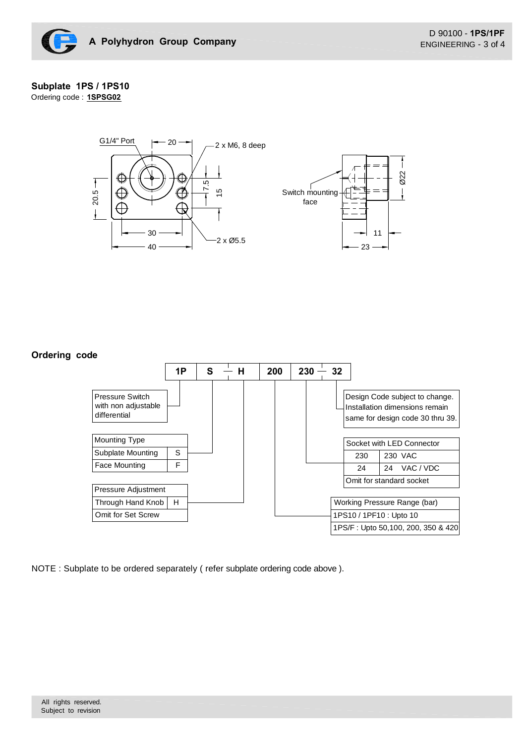## Subplate 1PS / 1PS10

Ordering code : **1SPSG02**

G1/4" Port | 20 | 2 x M6, 8 deep | 20.5 | 7.5 | 15 | 30 | 40 | 2 x Ø5.5

Switch mounting face | Ø22 | 11 | 23

## Ordering code

| 1P | S — H | 200 | 230 — 32 |
|---|---|---|---|

Pressure Switch with non adjustable differential

| Mounting Type | |
|---|---|
| Subplate Mounting | S |
| Face Mounting | F |

| Pressure Adjustment | |
|---|---|
| Through Hand Knob | H |
| Omit for Set Screw | |

Design Code subject to change. Installation dimensions remain same for design code 30 thru 39.

| Socket with LED Connector | |
|---|---|
| 230 | 230 VAC |
| 24 | 24 VAC / VDC |
| Omit for standard socket | |

| Working Pressure Range (bar) |
|---|
| 1PS10 / 1PF10 : Upto 10 |
| 1PS/F : Upto 50,100, 200, 350 & 420 |

NOTE : Subplate to be ordered separately ( refer subplate ordering code above ).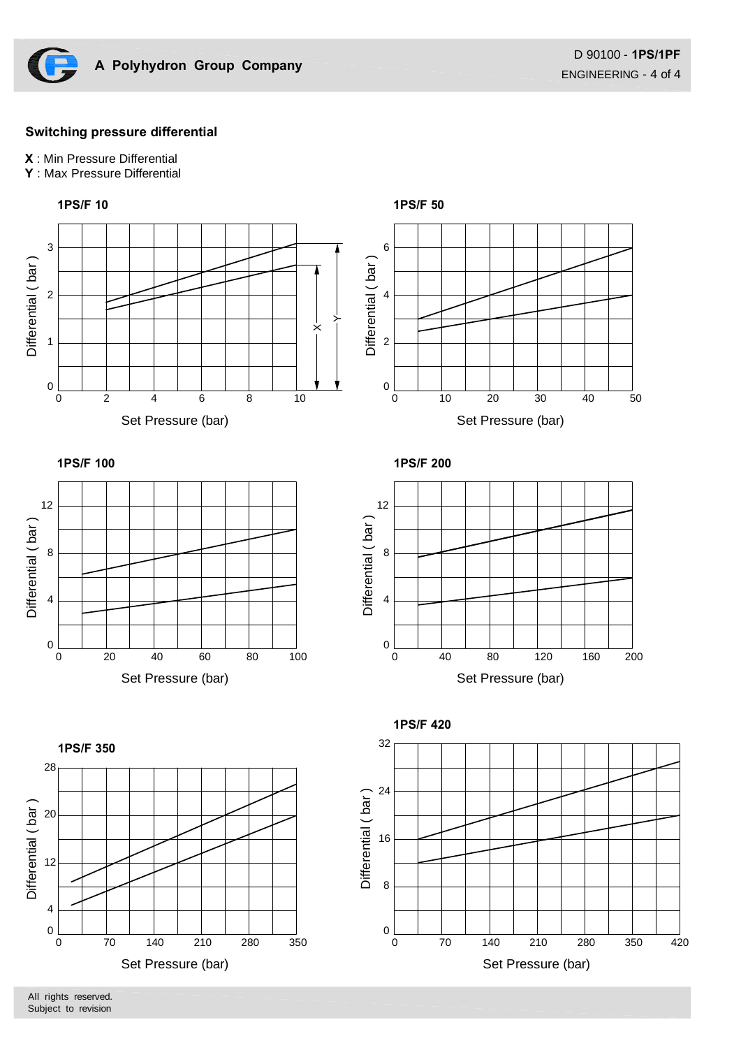## Switching pressure differential

**X** : Min Pressure Differential
**Y** : Max Pressure Differential

**1PS/F 10**

Differential ( bar )
0
1
2
3
0
2
4
6
8
10
X
Y
Set Pressure (bar)

**1PS/F 50**

Differential ( bar )
0
2
4
6
0
10
20
30
40
50
Set Pressure (bar)

**1PS/F 100**

Differential ( bar )
0
4
8
12
0
20
40
60
80
100
Set Pressure (bar)

**1PS/F 200**

Differential ( bar )
0
4
8
12
0
40
80
120
160
200
Set Pressure (bar)

**1PS/F 350**

Differential ( bar )
0
4
12
20
28
0
70
140
210
280
350
Set Pressure (bar)

**1PS/F 420**

Differential ( bar )
0
8
16
24
32
0
70
140
210
280
350
420
Set Pressure (bar)

All rights reserved.
Subject to revision